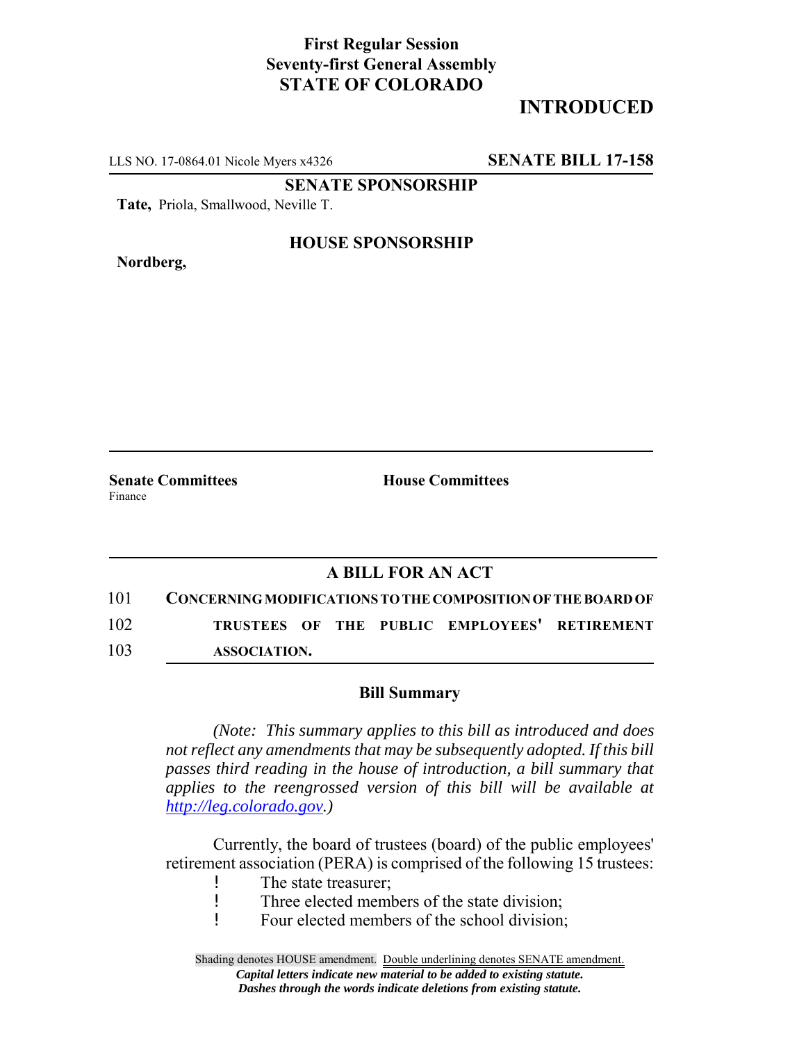**First Regular Session**
**Seventy-first General Assembly**
**STATE OF COLORADO**

## INTRODUCED

LLS NO. 17-0864.01 Nicole Myers x4326 **SENATE BILL 17-158**

**SENATE SPONSORSHIP**

**Tate,** Priola, Smallwood, Neville T.

**HOUSE SPONSORSHIP**

**Nordberg,**

**Senate Committees**
Finance

**House Committees**

### A BILL FOR AN ACT

101 **CONCERNING MODIFICATIONS TO THE COMPOSITION OF THE BOARD OF**
102 **TRUSTEES OF THE PUBLIC EMPLOYEES' RETIREMENT**
103 **ASSOCIATION.**

### Bill Summary

*(Note: This summary applies to this bill as introduced and does not reflect any amendments that may be subsequently adopted. If this bill passes third reading in the house of introduction, a bill summary that applies to the reengrossed version of this bill will be available at http://leg.colorado.gov.)*

Currently, the board of trustees (board) of the public employees' retirement association (PERA) is comprised of the following 15 trustees:

- The state treasurer;
- Three elected members of the state division;
- Four elected members of the school division;

Shading denotes HOUSE amendment. Double underlining denotes SENATE amendment.
*Capital letters indicate new material to be added to existing statute.*
*Dashes through the words indicate deletions from existing statute.*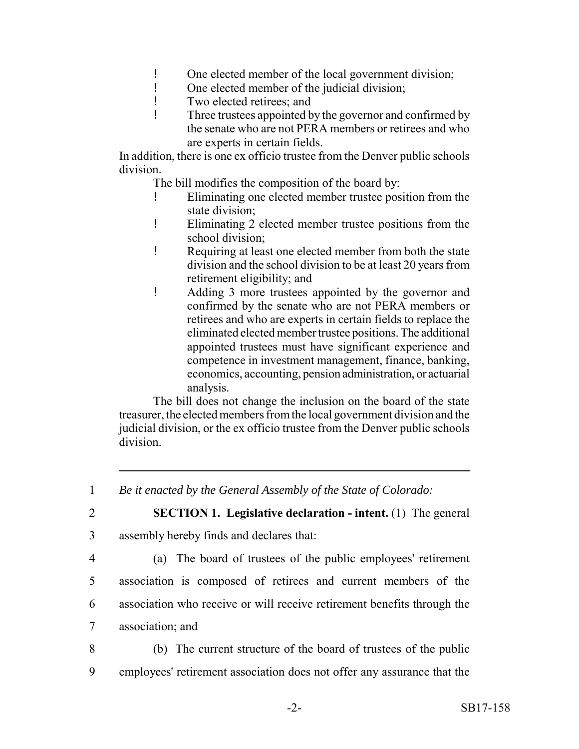- One elected member of the local government division;
- One elected member of the judicial division;
- Two elected retirees; and
- Three trustees appointed by the governor and confirmed by the senate who are not PERA members or retirees and who are experts in certain fields.

In addition, there is one ex officio trustee from the Denver public schools division.

The bill modifies the composition of the board by:

- Eliminating one elected member trustee position from the state division;
- Eliminating 2 elected member trustee positions from the school division;
- Requiring at least one elected member from both the state division and the school division to be at least 20 years from retirement eligibility; and
- Adding 3 more trustees appointed by the governor and confirmed by the senate who are not PERA members or retirees and who are experts in certain fields to replace the eliminated elected member trustee positions. The additional appointed trustees must have significant experience and competence in investment management, finance, banking, economics, accounting, pension administration, or actuarial analysis.

The bill does not change the inclusion on the board of the state treasurer, the elected members from the local government division and the judicial division, or the ex officio trustee from the Denver public schools division.

---

1 *Be it enacted by the General Assembly of the State of Colorado:*

2 **SECTION 1. Legislative declaration - intent.** (1) The general
3 assembly hereby finds and declares that:

4 (a) The board of trustees of the public employees' retirement
5 association is composed of retirees and current members of the
6 association who receive or will receive retirement benefits through the
7 association; and

8 (b) The current structure of the board of trustees of the public
9 employees' retirement association does not offer any assurance that the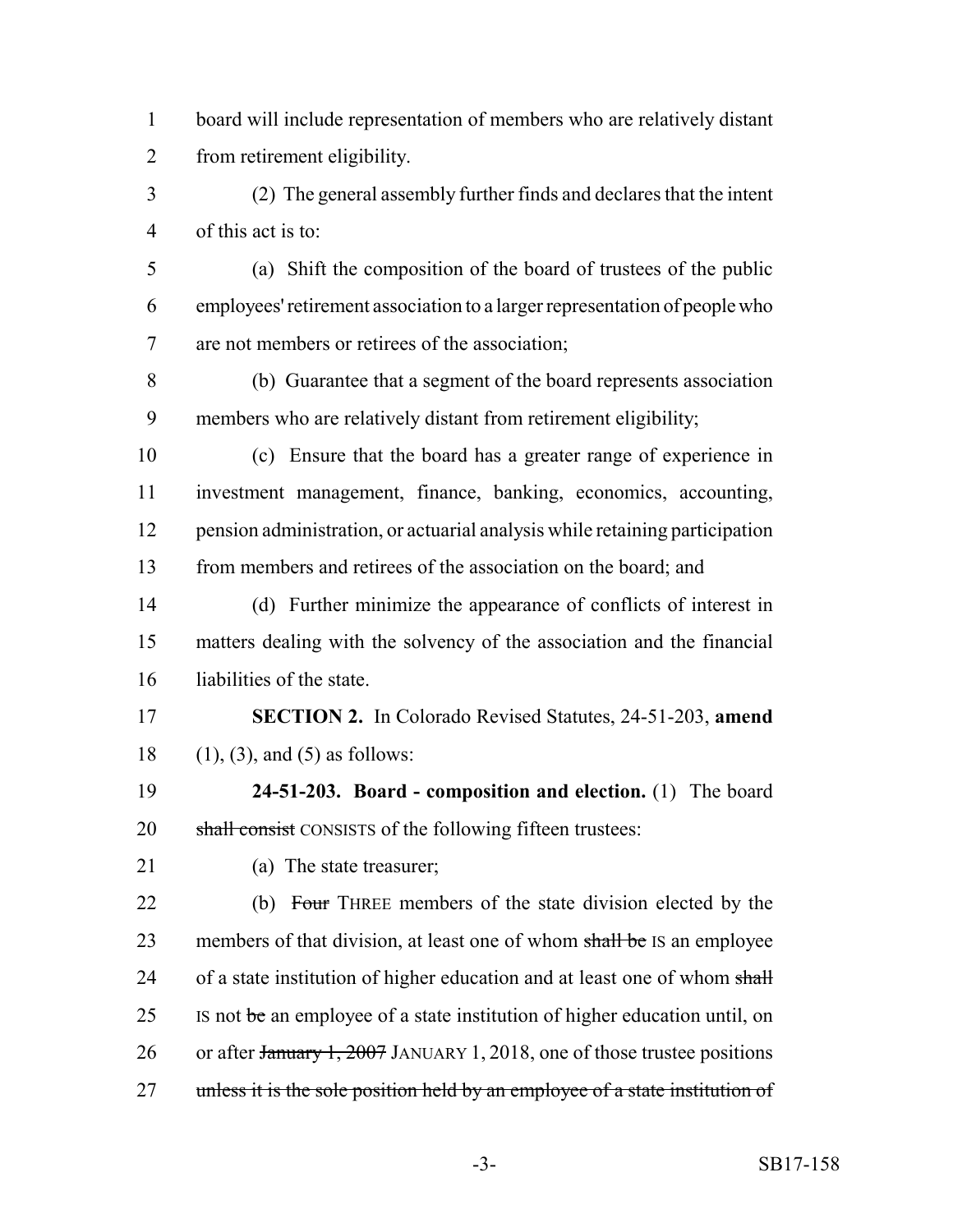board will include representation of members who are relatively distant from retirement eligibility.

(2) The general assembly further finds and declares that the intent of this act is to:

(a) Shift the composition of the board of trustees of the public employees' retirement association to a larger representation of people who are not members or retirees of the association;

(b) Guarantee that a segment of the board represents association members who are relatively distant from retirement eligibility;

(c) Ensure that the board has a greater range of experience in investment management, finance, banking, economics, accounting, pension administration, or actuarial analysis while retaining participation from members and retirees of the association on the board; and

(d) Further minimize the appearance of conflicts of interest in matters dealing with the solvency of the association and the financial liabilities of the state.

**SECTION 2.** In Colorado Revised Statutes, 24-51-203, **amend** (1), (3), and (5) as follows:

**24-51-203. Board - composition and election.** (1) The board ~~shall consist~~ CONSISTS of the following fifteen trustees:

(a) The state treasurer;

(b) ~~Four~~ THREE members of the state division elected by the members of that division, at least one of whom ~~shall be~~ IS an employee of a state institution of higher education and at least one of whom ~~shall~~ IS not ~~be~~ an employee of a state institution of higher education until, on or after ~~January 1, 2007~~ JANUARY 1, 2018, one of those trustee positions ~~unless it is the sole position held by an employee of a state institution of~~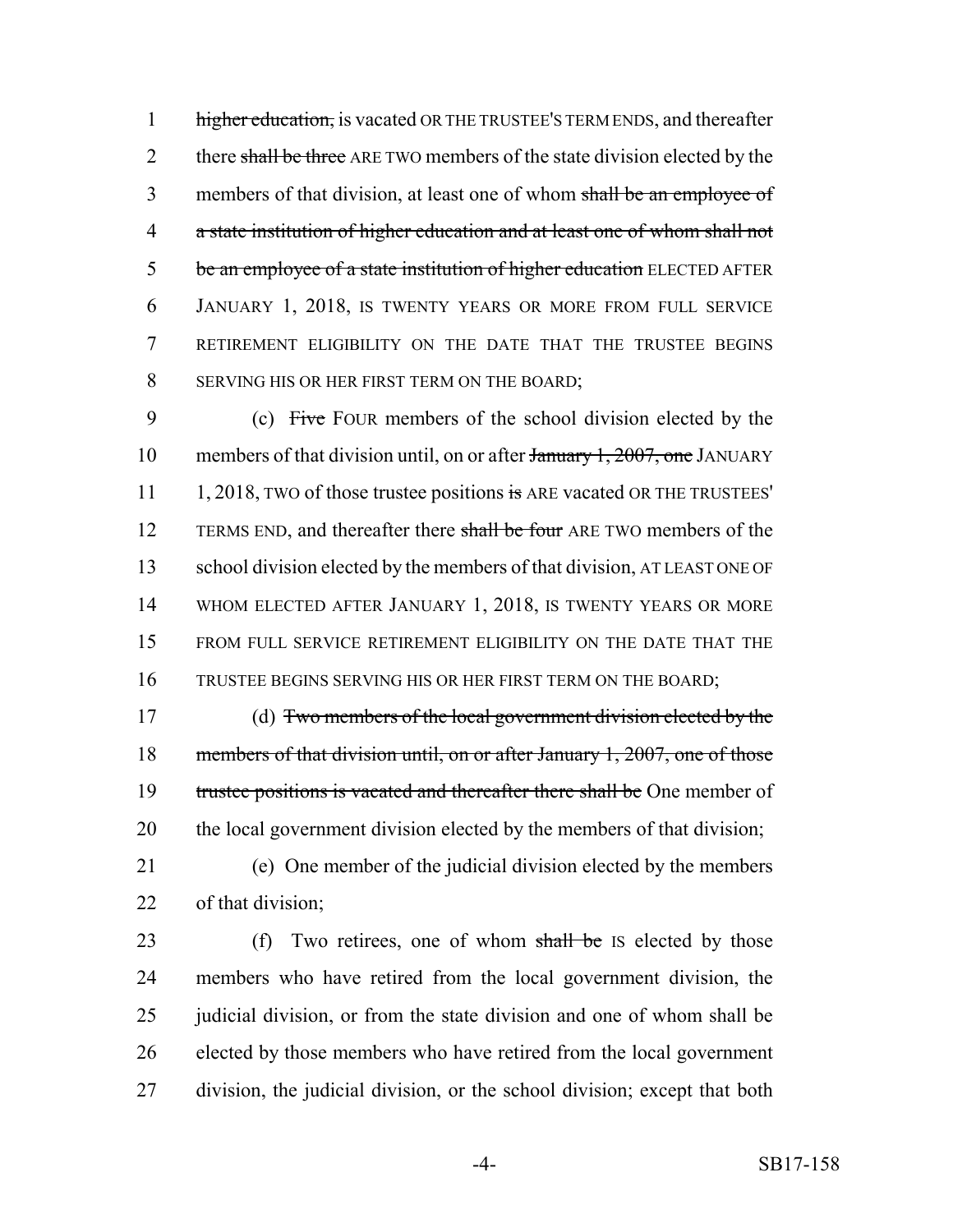higher education, is vacated OR THE TRUSTEE'S TERM ENDS, and thereafter there shall be three ARE TWO members of the state division elected by the members of that division, at least one of whom shall be an employee of a state institution of higher education and at least one of whom shall not be an employee of a state institution of higher education ELECTED AFTER JANUARY 1, 2018, IS TWENTY YEARS OR MORE FROM FULL SERVICE RETIREMENT ELIGIBILITY ON THE DATE THAT THE TRUSTEE BEGINS SERVING HIS OR HER FIRST TERM ON THE BOARD;

(c) Five FOUR members of the school division elected by the members of that division until, on or after January 1, 2007, one JANUARY 1, 2018, TWO of those trustee positions is ARE vacated OR THE TRUSTEES' TERMS END, and thereafter there shall be four ARE TWO members of the school division elected by the members of that division, AT LEAST ONE OF WHOM ELECTED AFTER JANUARY 1, 2018, IS TWENTY YEARS OR MORE FROM FULL SERVICE RETIREMENT ELIGIBILITY ON THE DATE THAT THE TRUSTEE BEGINS SERVING HIS OR HER FIRST TERM ON THE BOARD;

(d) Two members of the local government division elected by the members of that division until, on or after January 1, 2007, one of those trustee positions is vacated and thereafter there shall be One member of the local government division elected by the members of that division;

(e) One member of the judicial division elected by the members of that division;

(f) Two retirees, one of whom shall be IS elected by those members who have retired from the local government division, the judicial division, or from the state division and one of whom shall be elected by those members who have retired from the local government division, the judicial division, or the school division; except that both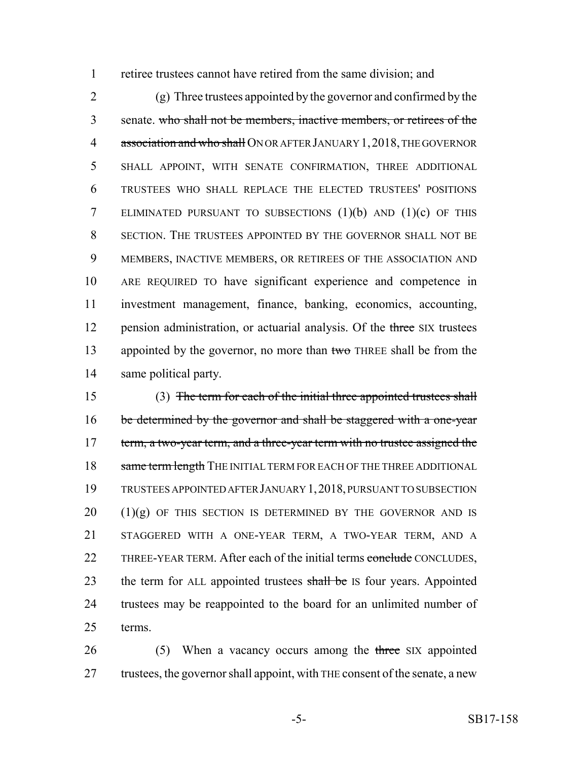retiree trustees cannot have retired from the same division; and

(g) Three trustees appointed by the governor and confirmed by the senate. ~~who shall not be members, inactive members, or retirees of the association and who shall~~ ON OR AFTER JANUARY 1, 2018, THE GOVERNOR SHALL APPOINT, WITH SENATE CONFIRMATION, THREE ADDITIONAL TRUSTEES WHO SHALL REPLACE THE ELECTED TRUSTEES' POSITIONS ELIMINATED PURSUANT TO SUBSECTIONS (1)(b) AND (1)(c) OF THIS SECTION. THE TRUSTEES APPOINTED BY THE GOVERNOR SHALL NOT BE MEMBERS, INACTIVE MEMBERS, OR RETIREES OF THE ASSOCIATION AND ARE REQUIRED TO have significant experience and competence in investment management, finance, banking, economics, accounting, pension administration, or actuarial analysis. Of the ~~three~~ SIX trustees appointed by the governor, no more than ~~two~~ THREE shall be from the same political party.

(3) ~~The term for each of the initial three appointed trustees shall be determined by the governor and shall be staggered with a one-year term, a two-year term, and a three-year term with no trustee assigned the same term length~~ THE INITIAL TERM FOR EACH OF THE THREE ADDITIONAL TRUSTEES APPOINTED AFTER JANUARY 1, 2018, PURSUANT TO SUBSECTION (1)(g) OF THIS SECTION IS DETERMINED BY THE GOVERNOR AND IS STAGGERED WITH A ONE-YEAR TERM, A TWO-YEAR TERM, AND A THREE-YEAR TERM. After each of the initial terms ~~conclude~~ CONCLUDES, the term for ALL appointed trustees ~~shall be~~ IS four years. Appointed trustees may be reappointed to the board for an unlimited number of terms.

(5) When a vacancy occurs among the ~~three~~ SIX appointed trustees, the governor shall appoint, with THE consent of the senate, a new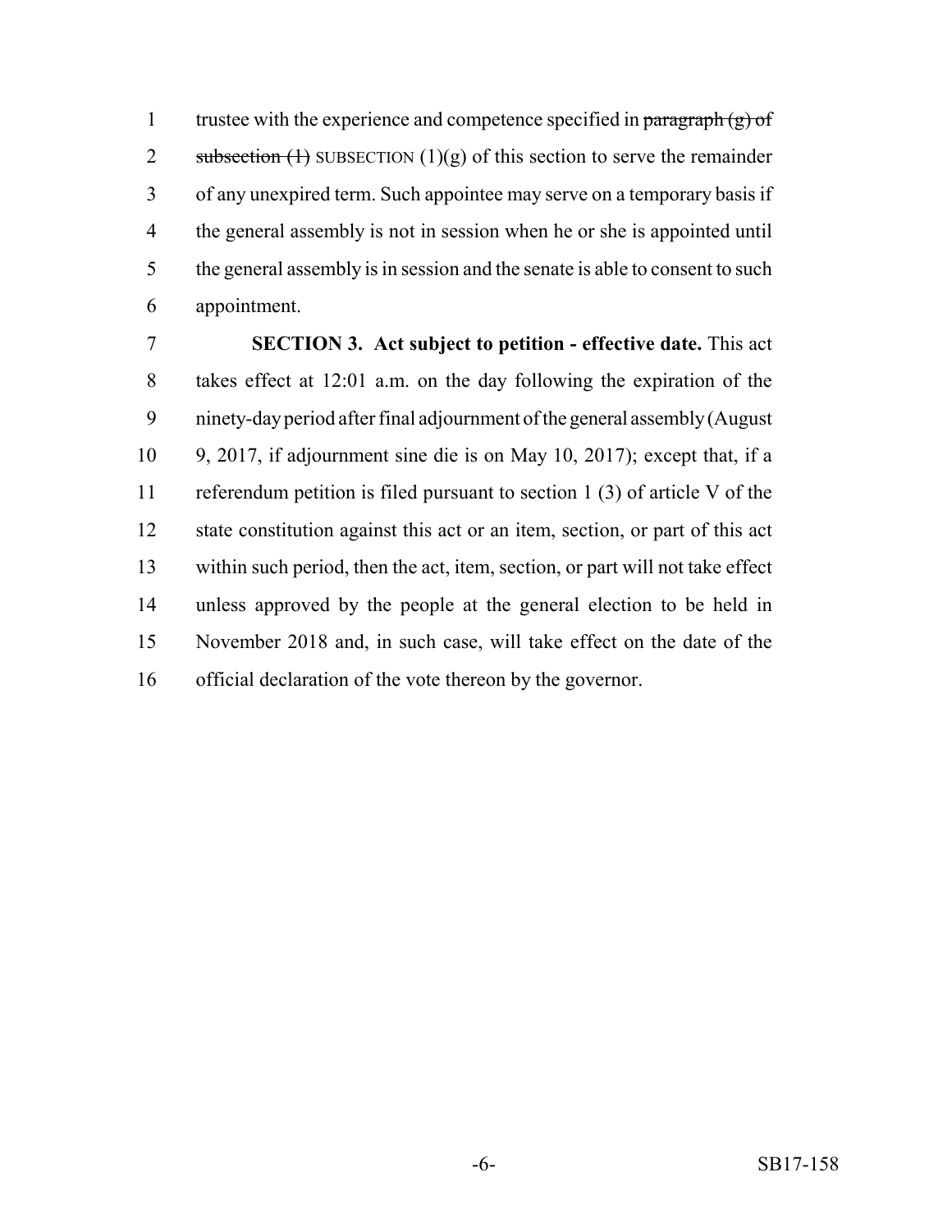trustee with the experience and competence specified in ~~paragraph (g) of subsection (1)~~ SUBSECTION (1)(g) of this section to serve the remainder of any unexpired term. Such appointee may serve on a temporary basis if the general assembly is not in session when he or she is appointed until the general assembly is in session and the senate is able to consent to such appointment.

**SECTION 3. Act subject to petition - effective date.** This act takes effect at 12:01 a.m. on the day following the expiration of the ninety-day period after final adjournment of the general assembly (August 9, 2017, if adjournment sine die is on May 10, 2017); except that, if a referendum petition is filed pursuant to section 1 (3) of article V of the state constitution against this act or an item, section, or part of this act within such period, then the act, item, section, or part will not take effect unless approved by the people at the general election to be held in November 2018 and, in such case, will take effect on the date of the official declaration of the vote thereon by the governor.